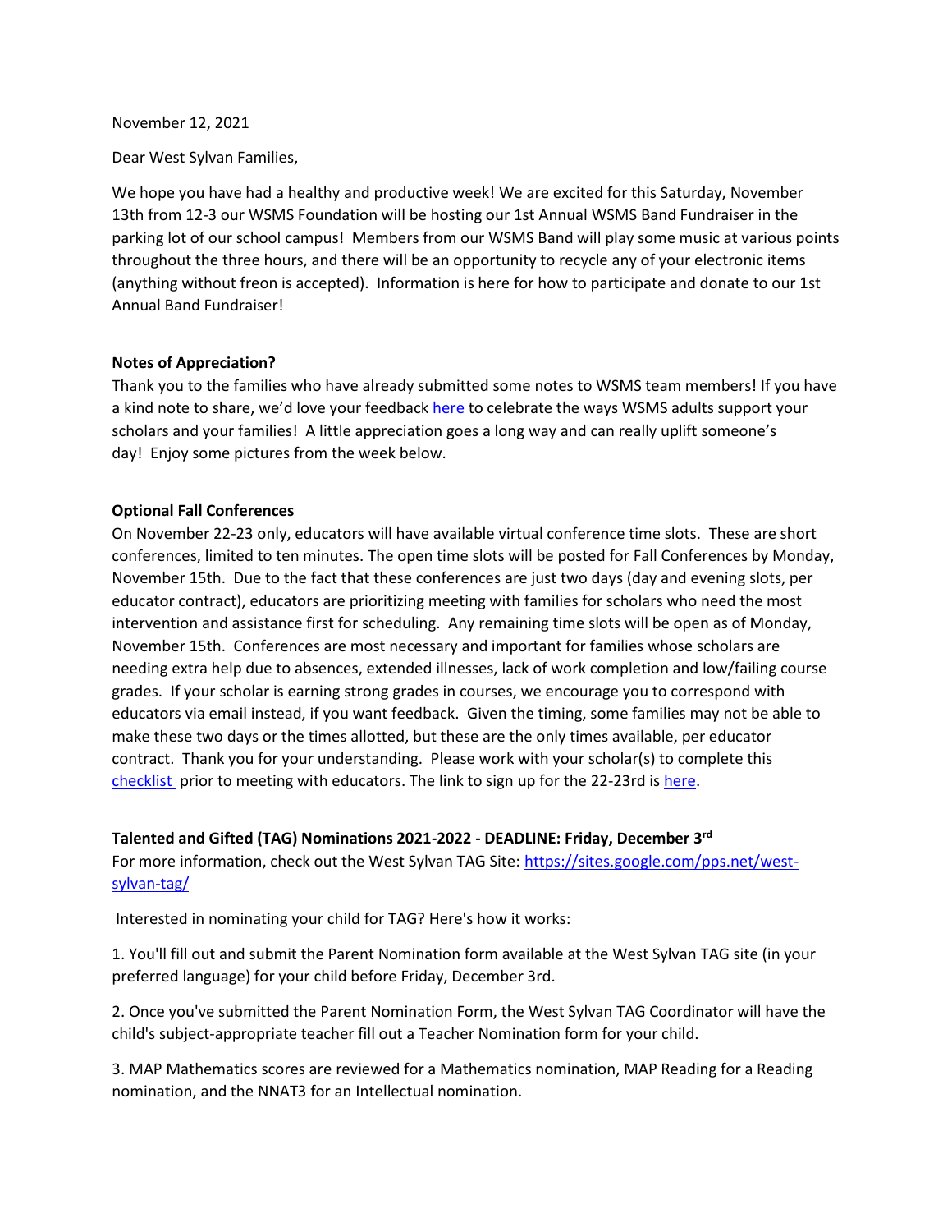November 12, 2021

Dear West Sylvan Families,

We hope you have had a healthy and productive week! We are excited for this Saturday, November 13th from 12-3 our WSMS Foundation will be hosting our 1st Annual WSMS Band Fundraiser in the parking lot of our school campus! Members from our WSMS Band will play some music at various points throughout the three hours, and there will be an opportunity to recycle any of your electronic items (anything without freon is accepted). Information is here for how to participate and donate to our 1st Annual Band Fundraiser!

**Notes of Appreciation?**

Thank you to the families who have already submitted some notes to WSMS team members! If you have a kind note to share, we'd love your feedback [here](#) to celebrate the ways WSMS adults support your scholars and your families! A little appreciation goes a long way and can really uplift someone's day! Enjoy some pictures from the week below.

**Optional Fall Conferences**

On November 22-23 only, educators will have available virtual conference time slots. These are short conferences, limited to ten minutes. The open time slots will be posted for Fall Conferences by Monday, November 15th. Due to the fact that these conferences are just two days (day and evening slots, per educator contract), educators are prioritizing meeting with families for scholars who need the most intervention and assistance first for scheduling. Any remaining time slots will be open as of Monday, November 15th. Conferences are most necessary and important for families whose scholars are needing extra help due to absences, extended illnesses, lack of work completion and low/failing course grades. If your scholar is earning strong grades in courses, we encourage you to correspond with educators via email instead, if you want feedback. Given the timing, some families may not be able to make these two days or the times allotted, but these are the only times available, per educator contract. Thank you for your understanding. Please work with your scholar(s) to complete this [checklist](#) prior to meeting with educators. The link to sign up for the 22-23rd is [here](#).

**Talented and Gifted (TAG) Nominations 2021-2022 - DEADLINE: Friday, December 3rd**

For more information, check out the West Sylvan TAG Site: https://sites.google.com/pps.net/west-sylvan-tag/

Interested in nominating your child for TAG? Here's how it works:

1. You'll fill out and submit the Parent Nomination form available at the West Sylvan TAG site (in your preferred language) for your child before Friday, December 3rd.

2. Once you've submitted the Parent Nomination Form, the West Sylvan TAG Coordinator will have the child's subject-appropriate teacher fill out a Teacher Nomination form for your child.

3. MAP Mathematics scores are reviewed for a Mathematics nomination, MAP Reading for a Reading nomination, and the NNAT3 for an Intellectual nomination.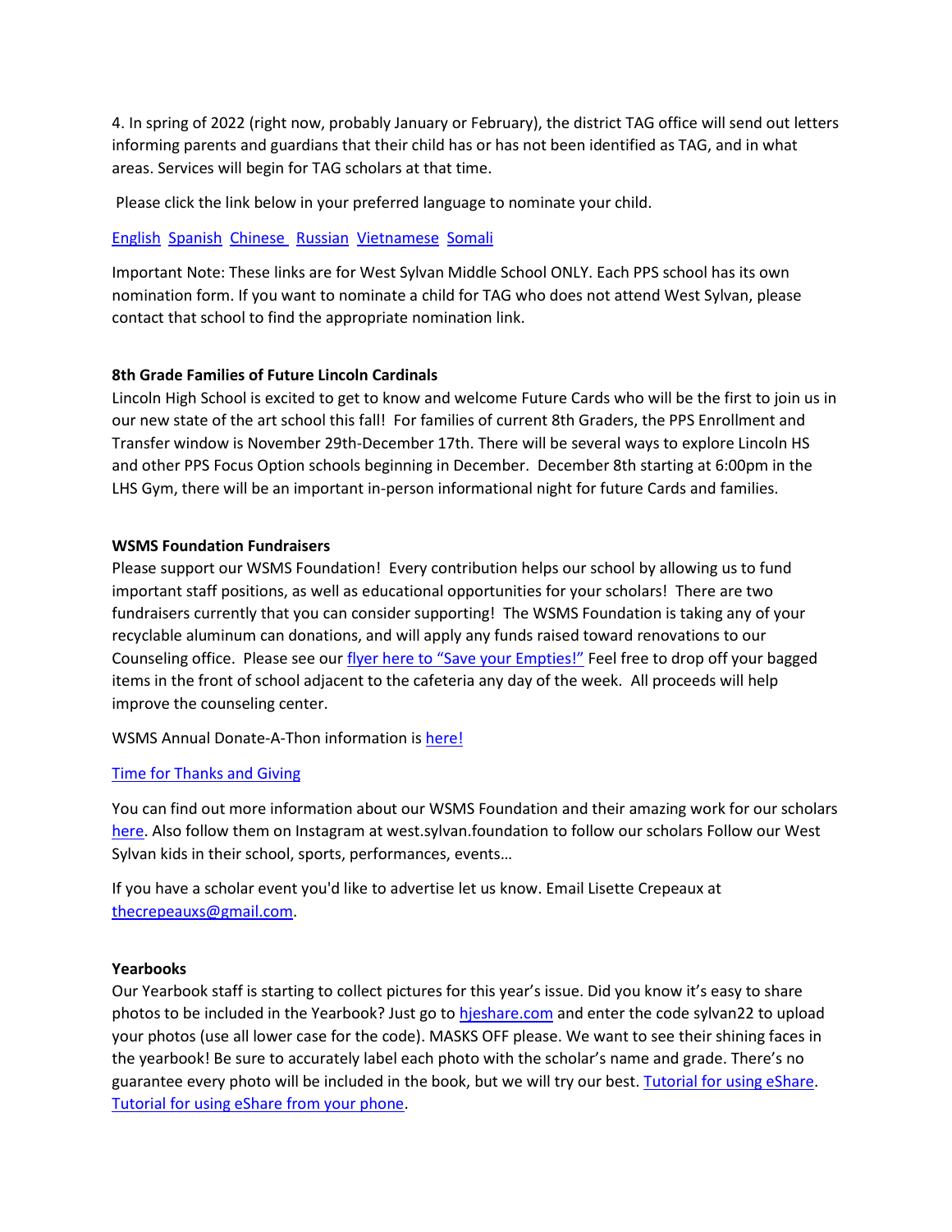4. In spring of 2022 (right now, probably January or February), the district TAG office will send out letters informing parents and guardians that their child has or has not been identified as TAG, and in what areas. Services will begin for TAG scholars at that time.

Please click the link below in your preferred language to nominate your child.

English Spanish Chinese Russian Vietnamese Somali

Important Note: These links are for West Sylvan Middle School ONLY. Each PPS school has its own nomination form. If you want to nominate a child for TAG who does not attend West Sylvan, please contact that school to find the appropriate nomination link.

**8th Grade Families of Future Lincoln Cardinals**

Lincoln High School is excited to get to know and welcome Future Cards who will be the first to join us in our new state of the art school this fall! For families of current 8th Graders, the PPS Enrollment and Transfer window is November 29th-December 17th. There will be several ways to explore Lincoln HS and other PPS Focus Option schools beginning in December. December 8th starting at 6:00pm in the LHS Gym, there will be an important in-person informational night for future Cards and families.

**WSMS Foundation Fundraisers**

Please support our WSMS Foundation! Every contribution helps our school by allowing us to fund important staff positions, as well as educational opportunities for your scholars! There are two fundraisers currently that you can consider supporting! The WSMS Foundation is taking any of your recyclable aluminum can donations, and will apply any funds raised toward renovations to our Counseling office. Please see our flyer here to "Save your Empties!" Feel free to drop off your bagged items in the front of school adjacent to the cafeteria any day of the week. All proceeds will help improve the counseling center.

WSMS Annual Donate-A-Thon information is here!

Time for Thanks and Giving

You can find out more information about our WSMS Foundation and their amazing work for our scholars here. Also follow them on Instagram at west.sylvan.foundation to follow our scholars Follow our West Sylvan kids in their school, sports, performances, events…

If you have a scholar event you'd like to advertise let us know. Email Lisette Crepeaux at thecrepeauxs@gmail.com.

**Yearbooks**

Our Yearbook staff is starting to collect pictures for this year's issue. Did you know it's easy to share photos to be included in the Yearbook? Just go to hjeshare.com and enter the code sylvan22 to upload your photos (use all lower case for the code). MASKS OFF please. We want to see their shining faces in the yearbook! Be sure to accurately label each photo with the scholar's name and grade. There's no guarantee every photo will be included in the book, but we will try our best. Tutorial for using eShare. Tutorial for using eShare from your phone.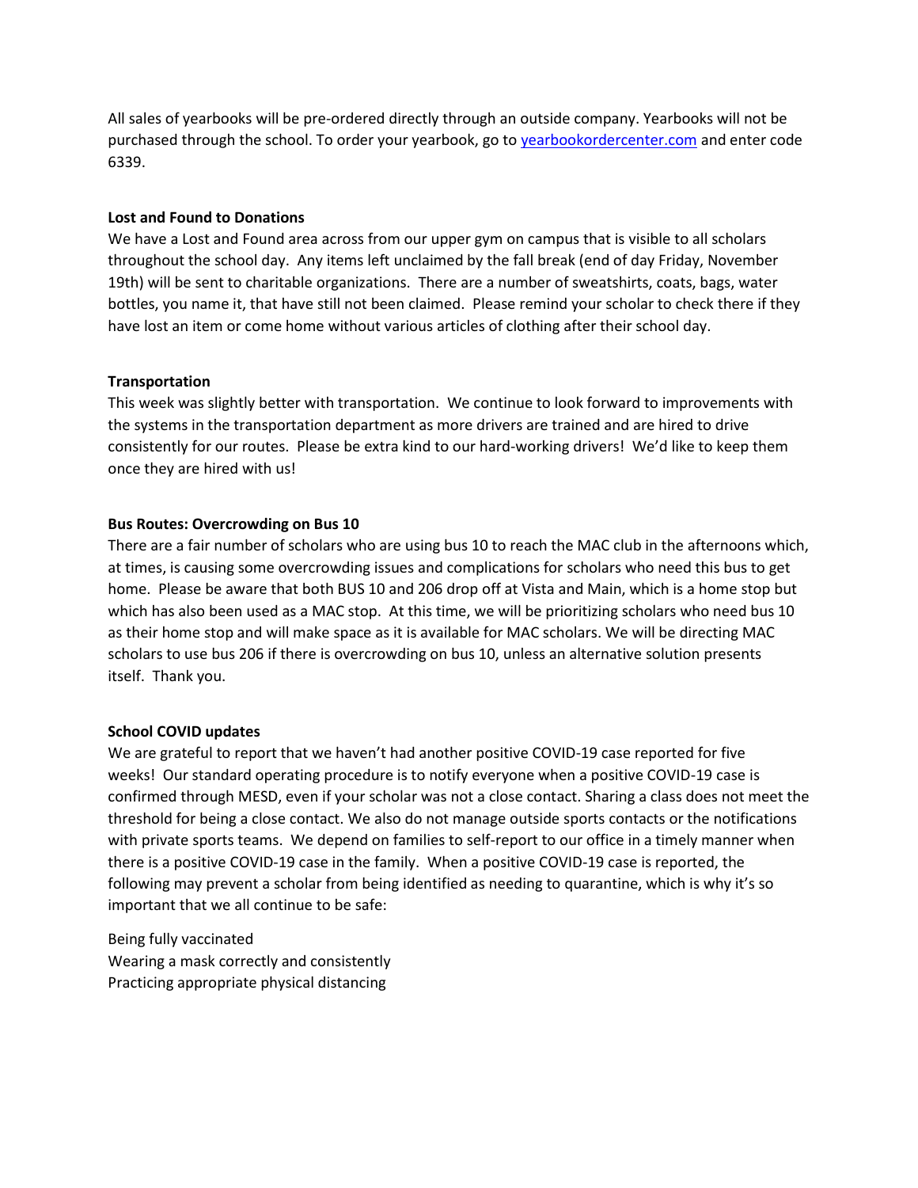All sales of yearbooks will be pre-ordered directly through an outside company. Yearbooks will not be purchased through the school. To order your yearbook, go to [yearbookordercenter.com](yearbookordercenter.com) and enter code 6339.

**Lost and Found to Donations**

We have a Lost and Found area across from our upper gym on campus that is visible to all scholars throughout the school day. Any items left unclaimed by the fall break (end of day Friday, November 19th) will be sent to charitable organizations. There are a number of sweatshirts, coats, bags, water bottles, you name it, that have still not been claimed. Please remind your scholar to check there if they have lost an item or come home without various articles of clothing after their school day.

**Transportation**

This week was slightly better with transportation. We continue to look forward to improvements with the systems in the transportation department as more drivers are trained and are hired to drive consistently for our routes. Please be extra kind to our hard-working drivers! We'd like to keep them once they are hired with us!

**Bus Routes: Overcrowding on Bus 10**

There are a fair number of scholars who are using bus 10 to reach the MAC club in the afternoons which, at times, is causing some overcrowding issues and complications for scholars who need this bus to get home. Please be aware that both BUS 10 and 206 drop off at Vista and Main, which is a home stop but which has also been used as a MAC stop. At this time, we will be prioritizing scholars who need bus 10 as their home stop and will make space as it is available for MAC scholars. We will be directing MAC scholars to use bus 206 if there is overcrowding on bus 10, unless an alternative solution presents itself. Thank you.

**School COVID updates**

We are grateful to report that we haven't had another positive COVID-19 case reported for five weeks! Our standard operating procedure is to notify everyone when a positive COVID-19 case is confirmed through MESD, even if your scholar was not a close contact. Sharing a class does not meet the threshold for being a close contact. We also do not manage outside sports contacts or the notifications with private sports teams. We depend on families to self-report to our office in a timely manner when there is a positive COVID-19 case in the family. When a positive COVID-19 case is reported, the following may prevent a scholar from being identified as needing to quarantine, which is why it's so important that we all continue to be safe:

Being fully vaccinated
Wearing a mask correctly and consistently
Practicing appropriate physical distancing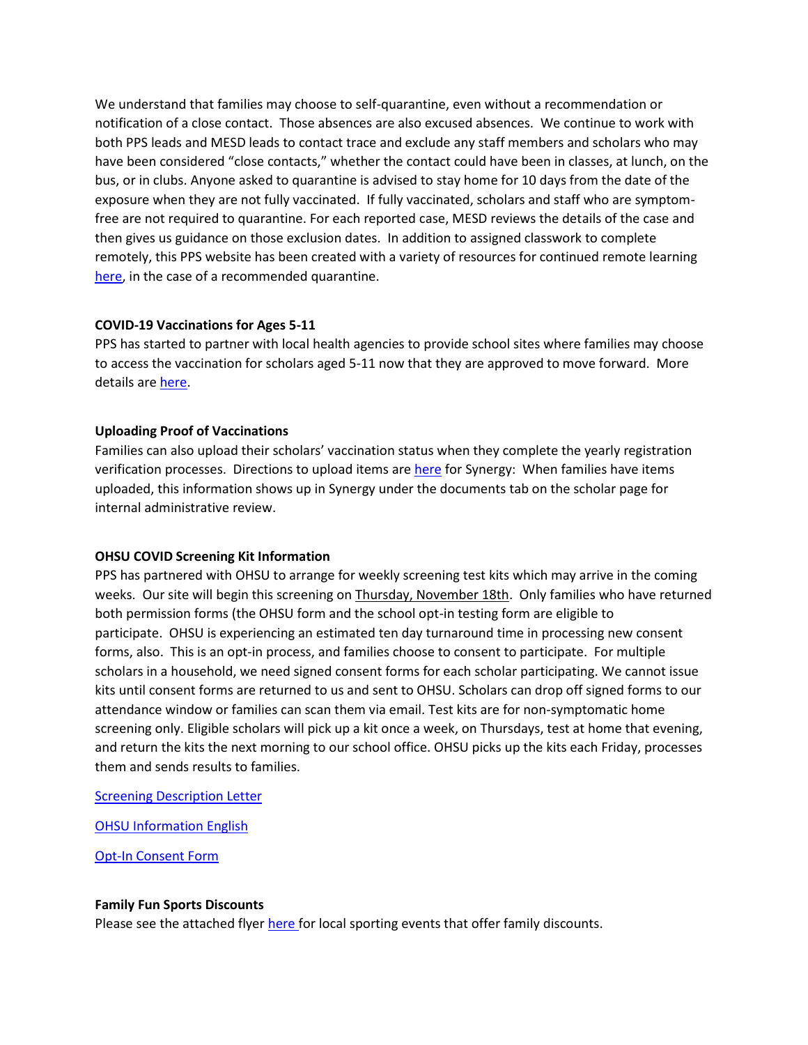We understand that families may choose to self-quarantine, even without a recommendation or notification of a close contact. Those absences are also excused absences. We continue to work with both PPS leads and MESD leads to contact trace and exclude any staff members and scholars who may have been considered "close contacts," whether the contact could have been in classes, at lunch, on the bus, or in clubs. Anyone asked to quarantine is advised to stay home for 10 days from the date of the exposure when they are not fully vaccinated. If fully vaccinated, scholars and staff who are symptom-free are not required to quarantine. For each reported case, MESD reviews the details of the case and then gives us guidance on those exclusion dates. In addition to assigned classwork to complete remotely, this PPS website has been created with a variety of resources for continued remote learning here, in the case of a recommended quarantine.

**COVID-19 Vaccinations for Ages 5-11**

PPS has started to partner with local health agencies to provide school sites where families may choose to access the vaccination for scholars aged 5-11 now that they are approved to move forward. More details are here.

**Uploading Proof of Vaccinations**

Families can also upload their scholars' vaccination status when they complete the yearly registration verification processes. Directions to upload items are here for Synergy: When families have items uploaded, this information shows up in Synergy under the documents tab on the scholar page for internal administrative review.

**OHSU COVID Screening Kit Information**

PPS has partnered with OHSU to arrange for weekly screening test kits which may arrive in the coming weeks. Our site will begin this screening on Thursday, November 18th. Only families who have returned both permission forms (the OHSU form and the school opt-in testing form are eligible to participate. OHSU is experiencing an estimated ten day turnaround time in processing new consent forms, also. This is an opt-in process, and families choose to consent to participate. For multiple scholars in a household, we need signed consent forms for each scholar participating. We cannot issue kits until consent forms are returned to us and sent to OHSU. Scholars can drop off signed forms to our attendance window or families can scan them via email. Test kits are for non-symptomatic home screening only. Eligible scholars will pick up a kit once a week, on Thursdays, test at home that evening, and return the kits the next morning to our school office. OHSU picks up the kits each Friday, processes them and sends results to families.

Screening Description Letter

OHSU Information English

Opt-In Consent Form

**Family Fun Sports Discounts**

Please see the attached flyer here for local sporting events that offer family discounts.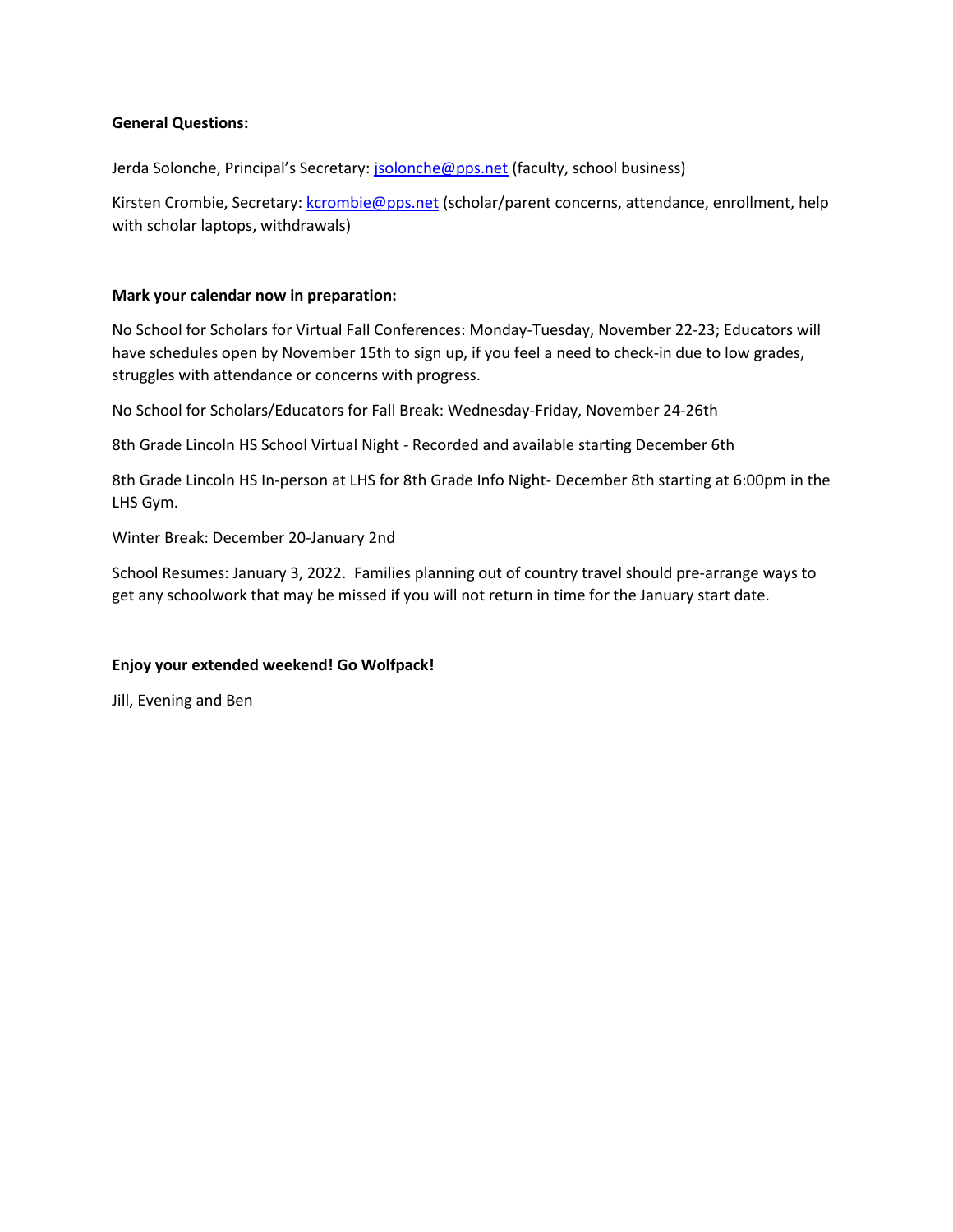**General Questions:**

Jerda Solonche, Principal's Secretary: [jsolonche@pps.net](mailto:jsolonche@pps.net) (faculty, school business)

Kirsten Crombie, Secretary: [kcrombie@pps.net](mailto:kcrombie@pps.net) (scholar/parent concerns, attendance, enrollment, help with scholar laptops, withdrawals)

**Mark your calendar now in preparation:**

No School for Scholars for Virtual Fall Conferences: Monday-Tuesday, November 22-23; Educators will have schedules open by November 15th to sign up, if you feel a need to check-in due to low grades, struggles with attendance or concerns with progress.

No School for Scholars/Educators for Fall Break: Wednesday-Friday, November 24-26th

8th Grade Lincoln HS School Virtual Night - Recorded and available starting December 6th

8th Grade Lincoln HS In-person at LHS for 8th Grade Info Night- December 8th starting at 6:00pm in the LHS Gym.

Winter Break: December 20-January 2nd

School Resumes: January 3, 2022. Families planning out of country travel should pre-arrange ways to get any schoolwork that may be missed if you will not return in time for the January start date.

**Enjoy your extended weekend! Go Wolfpack!**

Jill, Evening and Ben